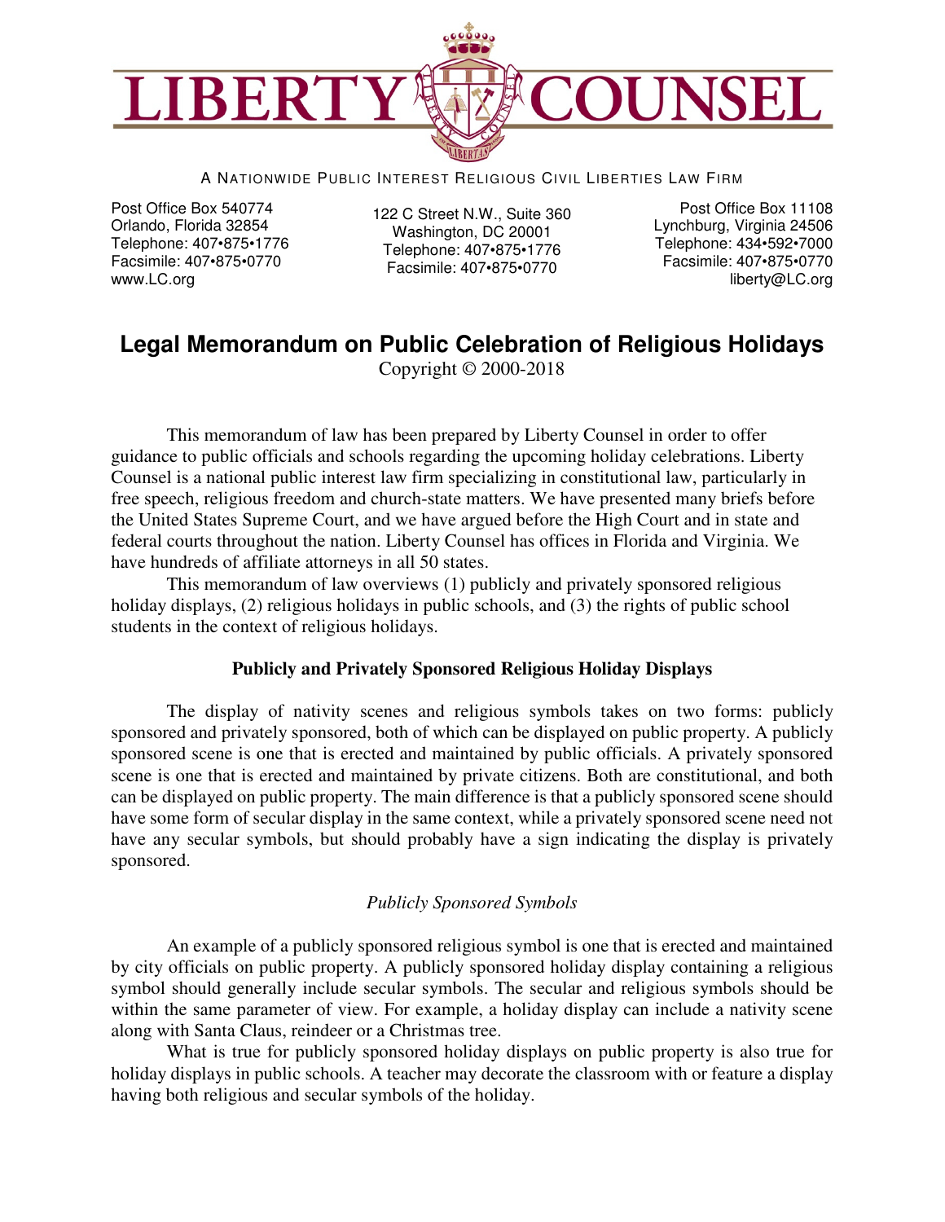# LIBERTY COUNSEL

A NATIONWIDE PUBLIC INTEREST RELIGIOUS CIVIL LIBERTIES LAW FIRM

Post Office Box 540774
Orlando, Florida 32854
Telephone: 407•875•1776
Facsimile: 407•875•0770
www.LC.org

122 C Street N.W., Suite 360
Washington, DC 20001
Telephone: 407•875•1776
Facsimile: 407•875•0770

Post Office Box 11108
Lynchburg, Virginia 24506
Telephone: 434•592•7000
Facsimile: 407•875•0770
liberty@LC.org

## Legal Memorandum on Public Celebration of Religious Holidays

Copyright © 2000-2018

This memorandum of law has been prepared by Liberty Counsel in order to offer guidance to public officials and schools regarding the upcoming holiday celebrations. Liberty Counsel is a national public interest law firm specializing in constitutional law, particularly in free speech, religious freedom and church-state matters. We have presented many briefs before the United States Supreme Court, and we have argued before the High Court and in state and federal courts throughout the nation. Liberty Counsel has offices in Florida and Virginia. We have hundreds of affiliate attorneys in all 50 states.

This memorandum of law overviews (1) publicly and privately sponsored religious holiday displays, (2) religious holidays in public schools, and (3) the rights of public school students in the context of religious holidays.

### Publicly and Privately Sponsored Religious Holiday Displays

The display of nativity scenes and religious symbols takes on two forms: publicly sponsored and privately sponsored, both of which can be displayed on public property. A publicly sponsored scene is one that is erected and maintained by public officials. A privately sponsored scene is one that is erected and maintained by private citizens. Both are constitutional, and both can be displayed on public property. The main difference is that a publicly sponsored scene should have some form of secular display in the same context, while a privately sponsored scene need not have any secular symbols, but should probably have a sign indicating the display is privately sponsored.

#### *Publicly Sponsored Symbols*

An example of a publicly sponsored religious symbol is one that is erected and maintained by city officials on public property. A publicly sponsored holiday display containing a religious symbol should generally include secular symbols. The secular and religious symbols should be within the same parameter of view. For example, a holiday display can include a nativity scene along with Santa Claus, reindeer or a Christmas tree.

What is true for publicly sponsored holiday displays on public property is also true for holiday displays in public schools. A teacher may decorate the classroom with or feature a display having both religious and secular symbols of the holiday.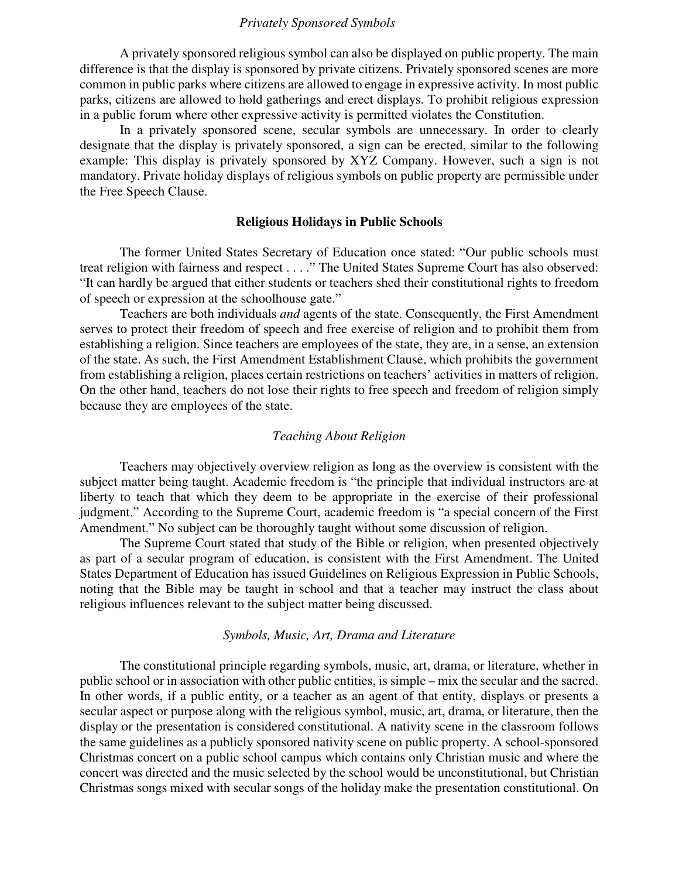*Privately Sponsored Symbols*

A privately sponsored religious symbol can also be displayed on public property. The main difference is that the display is sponsored by private citizens. Privately sponsored scenes are more common in public parks where citizens are allowed to engage in expressive activity. In most public parks, citizens are allowed to hold gatherings and erect displays. To prohibit religious expression in a public forum where other expressive activity is permitted violates the Constitution.

In a privately sponsored scene, secular symbols are unnecessary. In order to clearly designate that the display is privately sponsored, a sign can be erected, similar to the following example: This display is privately sponsored by XYZ Company. However, such a sign is not mandatory. Private holiday displays of religious symbols on public property are permissible under the Free Speech Clause.

## Religious Holidays in Public Schools

The former United States Secretary of Education once stated: "Our public schools must treat religion with fairness and respect . . . ." The United States Supreme Court has also observed: "It can hardly be argued that either students or teachers shed their constitutional rights to freedom of speech or expression at the schoolhouse gate."

Teachers are both individuals *and* agents of the state. Consequently, the First Amendment serves to protect their freedom of speech and free exercise of religion and to prohibit them from establishing a religion. Since teachers are employees of the state, they are, in a sense, an extension of the state. As such, the First Amendment Establishment Clause, which prohibits the government from establishing a religion, places certain restrictions on teachers' activities in matters of religion. On the other hand, teachers do not lose their rights to free speech and freedom of religion simply because they are employees of the state.

*Teaching About Religion*

Teachers may objectively overview religion as long as the overview is consistent with the subject matter being taught. Academic freedom is "the principle that individual instructors are at liberty to teach that which they deem to be appropriate in the exercise of their professional judgment." According to the Supreme Court, academic freedom is "a special concern of the First Amendment." No subject can be thoroughly taught without some discussion of religion.

The Supreme Court stated that study of the Bible or religion, when presented objectively as part of a secular program of education, is consistent with the First Amendment. The United States Department of Education has issued Guidelines on Religious Expression in Public Schools, noting that the Bible may be taught in school and that a teacher may instruct the class about religious influences relevant to the subject matter being discussed.

*Symbols, Music, Art, Drama and Literature*

The constitutional principle regarding symbols, music, art, drama, or literature, whether in public school or in association with other public entities, is simple – mix the secular and the sacred. In other words, if a public entity, or a teacher as an agent of that entity, displays or presents a secular aspect or purpose along with the religious symbol, music, art, drama, or literature, then the display or the presentation is considered constitutional. A nativity scene in the classroom follows the same guidelines as a publicly sponsored nativity scene on public property. A school-sponsored Christmas concert on a public school campus which contains only Christian music and where the concert was directed and the music selected by the school would be unconstitutional, but Christian Christmas songs mixed with secular songs of the holiday make the presentation constitutional. On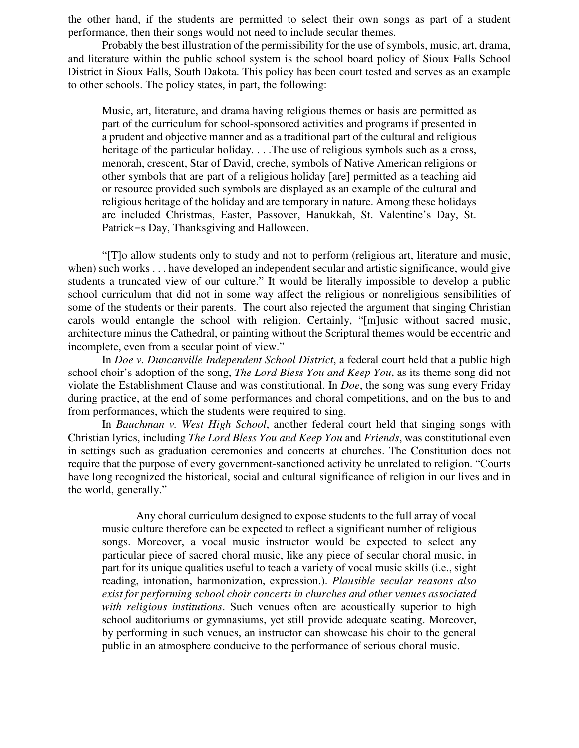the other hand, if the students are permitted to select their own songs as part of a student performance, then their songs would not need to include secular themes.

Probably the best illustration of the permissibility for the use of symbols, music, art, drama, and literature within the public school system is the school board policy of Sioux Falls School District in Sioux Falls, South Dakota. This policy has been court tested and serves as an example to other schools. The policy states, in part, the following:

> Music, art, literature, and drama having religious themes or basis are permitted as part of the curriculum for school-sponsored activities and programs if presented in a prudent and objective manner and as a traditional part of the cultural and religious heritage of the particular holiday. . . .The use of religious symbols such as a cross, menorah, crescent, Star of David, creche, symbols of Native American religions or other symbols that are part of a religious holiday [are] permitted as a teaching aid or resource provided such symbols are displayed as an example of the cultural and religious heritage of the holiday and are temporary in nature. Among these holidays are included Christmas, Easter, Passover, Hanukkah, St. Valentine's Day, St. Patrick=s Day, Thanksgiving and Halloween.

"[T]o allow students only to study and not to perform (religious art, literature and music, when) such works . . . have developed an independent secular and artistic significance, would give students a truncated view of our culture." It would be literally impossible to develop a public school curriculum that did not in some way affect the religious or nonreligious sensibilities of some of the students or their parents. The court also rejected the argument that singing Christian carols would entangle the school with religion. Certainly, "[m]usic without sacred music, architecture minus the Cathedral, or painting without the Scriptural themes would be eccentric and incomplete, even from a secular point of view."

In *Doe v. Duncanville Independent School District*, a federal court held that a public high school choir's adoption of the song, *The Lord Bless You and Keep You*, as its theme song did not violate the Establishment Clause and was constitutional. In *Doe*, the song was sung every Friday during practice, at the end of some performances and choral competitions, and on the bus to and from performances, which the students were required to sing.

In *Bauchman v. West High School*, another federal court held that singing songs with Christian lyrics, including *The Lord Bless You and Keep You* and *Friends*, was constitutional even in settings such as graduation ceremonies and concerts at churches. The Constitution does not require that the purpose of every government-sanctioned activity be unrelated to religion. "Courts have long recognized the historical, social and cultural significance of religion in our lives and in the world, generally."

> Any choral curriculum designed to expose students to the full array of vocal music culture therefore can be expected to reflect a significant number of religious songs. Moreover, a vocal music instructor would be expected to select any particular piece of sacred choral music, like any piece of secular choral music, in part for its unique qualities useful to teach a variety of vocal music skills (i.e., sight reading, intonation, harmonization, expression.). *Plausible secular reasons also exist for performing school choir concerts in churches and other venues associated with religious institutions*. Such venues often are acoustically superior to high school auditoriums or gymnasiums, yet still provide adequate seating. Moreover, by performing in such venues, an instructor can showcase his choir to the general public in an atmosphere conducive to the performance of serious choral music.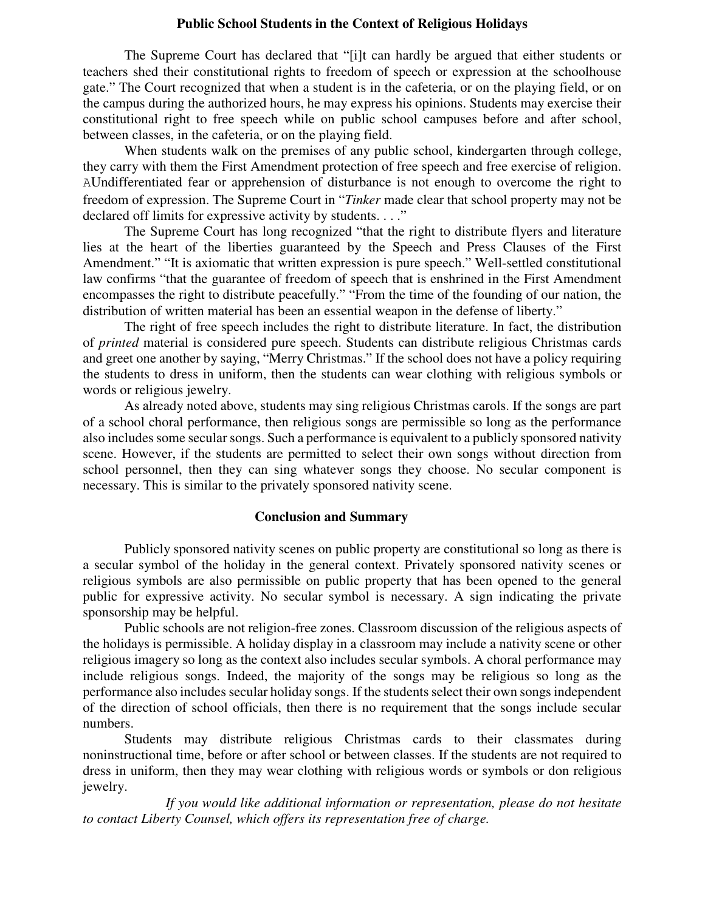## Public School Students in the Context of Religious Holidays

The Supreme Court has declared that "[i]t can hardly be argued that either students or teachers shed their constitutional rights to freedom of speech or expression at the schoolhouse gate." The Court recognized that when a student is in the cafeteria, or on the playing field, or on the campus during the authorized hours, he may express his opinions. Students may exercise their constitutional right to free speech while on public school campuses before and after school, between classes, in the cafeteria, or on the playing field.

When students walk on the premises of any public school, kindergarten through college, they carry with them the First Amendment protection of free speech and free exercise of religion. AUndifferentiated fear or apprehension of disturbance is not enough to overcome the right to freedom of expression. The Supreme Court in "*Tinker* made clear that school property may not be declared off limits for expressive activity by students. . . ."

The Supreme Court has long recognized "that the right to distribute flyers and literature lies at the heart of the liberties guaranteed by the Speech and Press Clauses of the First Amendment." "It is axiomatic that written expression is pure speech." Well-settled constitutional law confirms "that the guarantee of freedom of speech that is enshrined in the First Amendment encompasses the right to distribute peacefully." "From the time of the founding of our nation, the distribution of written material has been an essential weapon in the defense of liberty."

The right of free speech includes the right to distribute literature. In fact, the distribution of *printed* material is considered pure speech. Students can distribute religious Christmas cards and greet one another by saying, "Merry Christmas." If the school does not have a policy requiring the students to dress in uniform, then the students can wear clothing with religious symbols or words or religious jewelry.

As already noted above, students may sing religious Christmas carols. If the songs are part of a school choral performance, then religious songs are permissible so long as the performance also includes some secular songs. Such a performance is equivalent to a publicly sponsored nativity scene. However, if the students are permitted to select their own songs without direction from school personnel, then they can sing whatever songs they choose. No secular component is necessary. This is similar to the privately sponsored nativity scene.

## Conclusion and Summary

Publicly sponsored nativity scenes on public property are constitutional so long as there is a secular symbol of the holiday in the general context. Privately sponsored nativity scenes or religious symbols are also permissible on public property that has been opened to the general public for expressive activity. No secular symbol is necessary. A sign indicating the private sponsorship may be helpful.

Public schools are not religion-free zones. Classroom discussion of the religious aspects of the holidays is permissible. A holiday display in a classroom may include a nativity scene or other religious imagery so long as the context also includes secular symbols. A choral performance may include religious songs. Indeed, the majority of the songs may be religious so long as the performance also includes secular holiday songs. If the students select their own songs independent of the direction of school officials, then there is no requirement that the songs include secular numbers.

Students may distribute religious Christmas cards to their classmates during noninstructional time, before or after school or between classes. If the students are not required to dress in uniform, then they may wear clothing with religious words or symbols or don religious jewelry.

*If you would like additional information or representation, please do not hesitate to contact Liberty Counsel, which offers its representation free of charge.*